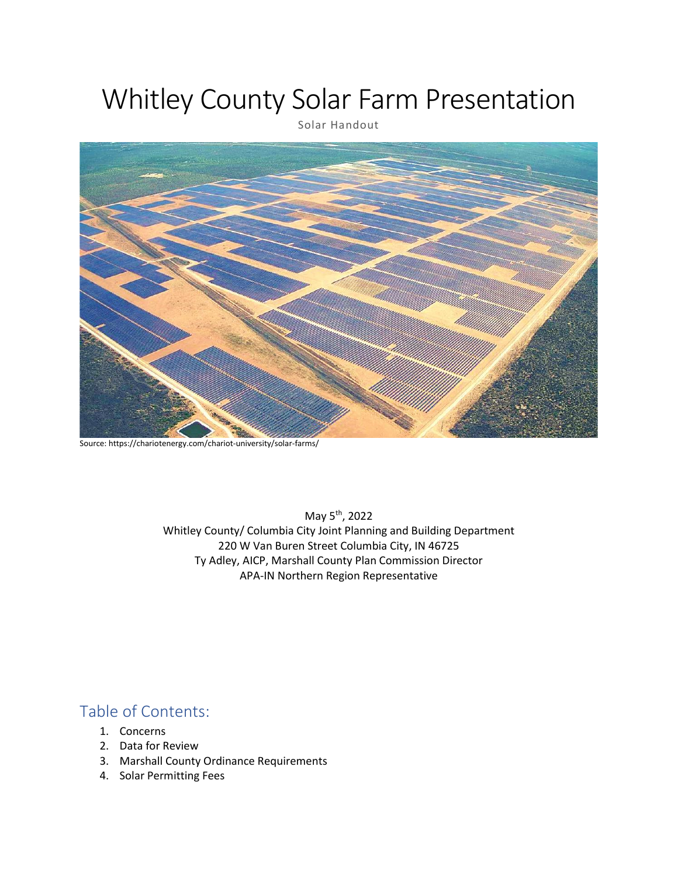# Whitley County Solar Farm Presentation

Solar Handout

Source: https://chariotenergy.com/chariot-university/solar-farms/

May 5th, 2022
Whitley County/ Columbia City Joint Planning and Building Department
220 W Van Buren Street Columbia City, IN 46725
Ty Adley, AICP, Marshall County Plan Commission Director
APA-IN Northern Region Representative

## Table of Contents:

1. Concerns
2. Data for Review
3. Marshall County Ordinance Requirements
4. Solar Permitting Fees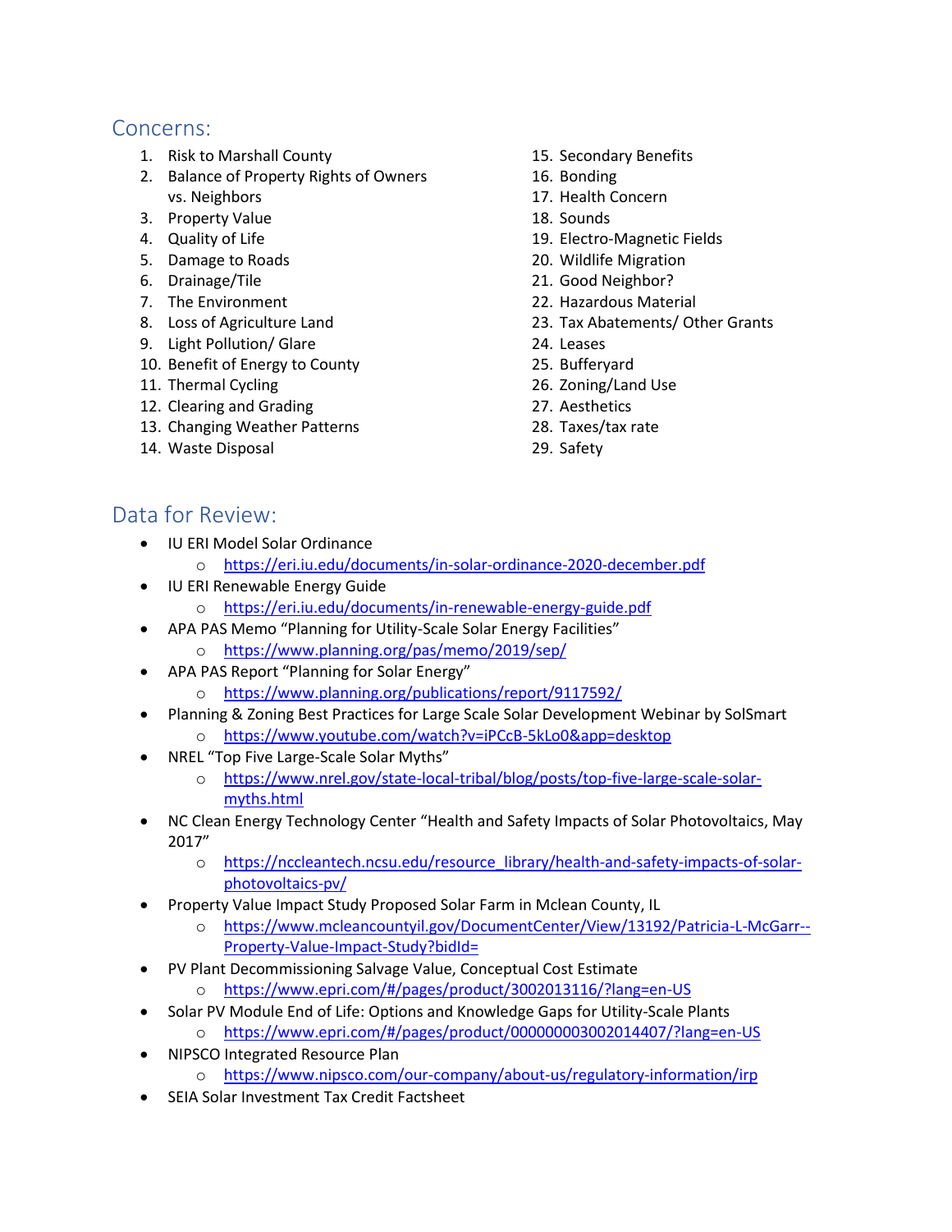## Concerns:

1. Risk to Marshall County
2. Balance of Property Rights of Owners vs. Neighbors
3. Property Value
4. Quality of Life
5. Damage to Roads
6. Drainage/Tile
7. The Environment
8. Loss of Agriculture Land
9. Light Pollution/ Glare
10. Benefit of Energy to County
11. Thermal Cycling
12. Clearing and Grading
13. Changing Weather Patterns
14. Waste Disposal
15. Secondary Benefits
16. Bonding
17. Health Concern
18. Sounds
19. Electro-Magnetic Fields
20. Wildlife Migration
21. Good Neighbor?
22. Hazardous Material
23. Tax Abatements/ Other Grants
24. Leases
25. Bufferyard
26. Zoning/Land Use
27. Aesthetics
28. Taxes/tax rate
29. Safety

## Data for Review:

- IU ERI Model Solar Ordinance
  - https://eri.iu.edu/documents/in-solar-ordinance-2020-december.pdf
- IU ERI Renewable Energy Guide
  - https://eri.iu.edu/documents/in-renewable-energy-guide.pdf
- APA PAS Memo "Planning for Utility-Scale Solar Energy Facilities"
  - https://www.planning.org/pas/memo/2019/sep/
- APA PAS Report "Planning for Solar Energy"
  - https://www.planning.org/publications/report/9117592/
- Planning & Zoning Best Practices for Large Scale Solar Development Webinar by SolSmart
  - https://www.youtube.com/watch?v=iPCcB-5kLo0&app=desktop
- NREL "Top Five Large-Scale Solar Myths"
  - https://www.nrel.gov/state-local-tribal/blog/posts/top-five-large-scale-solar-myths.html
- NC Clean Energy Technology Center "Health and Safety Impacts of Solar Photovoltaics, May 2017"
  - https://nccleantech.ncsu.edu/resource_library/health-and-safety-impacts-of-solar-photovoltaics-pv/
- Property Value Impact Study Proposed Solar Farm in Mclean County, IL
  - https://www.mcleancountyil.gov/DocumentCenter/View/13192/Patricia-L-McGarr--Property-Value-Impact-Study?bidId=
- PV Plant Decommissioning Salvage Value, Conceptual Cost Estimate
  - https://www.epri.com/#/pages/product/3002013116/?lang=en-US
- Solar PV Module End of Life: Options and Knowledge Gaps for Utility-Scale Plants
  - https://www.epri.com/#/pages/product/000000003002014407/?lang=en-US
- NIPSCO Integrated Resource Plan
  - https://www.nipsco.com/our-company/about-us/regulatory-information/irp
- SEIA Solar Investment Tax Credit Factsheet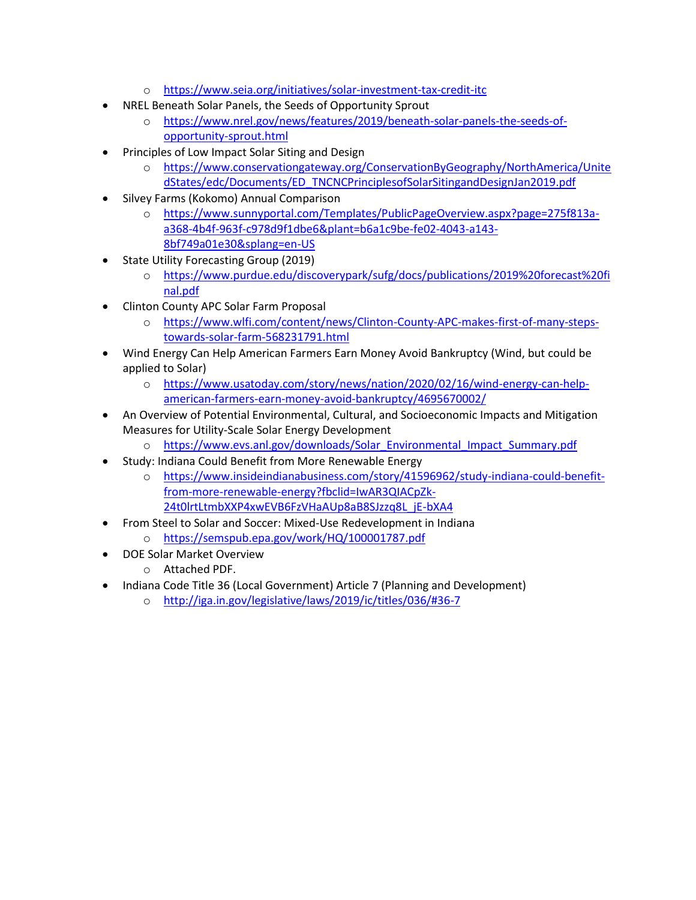- https://www.seia.org/initiatives/solar-investment-tax-credit-itc
- NREL Beneath Solar Panels, the Seeds of Opportunity Sprout
  - https://www.nrel.gov/news/features/2019/beneath-solar-panels-the-seeds-of-opportunity-sprout.html
- Principles of Low Impact Solar Siting and Design
  - https://www.conservationgateway.org/ConservationByGeography/NorthAmerica/UnitedStates/edc/Documents/ED_TNCNCPrinciplesofSolarSitingandDesignJan2019.pdf
- Silvey Farms (Kokomo) Annual Comparison
  - https://www.sunnyportal.com/Templates/PublicPageOverview.aspx?page=275f813a-a368-4b4f-963f-c978d9f1dbe6&plant=b6a1c9be-fe02-4043-a143-8bf749a01e30&splang=en-US
- State Utility Forecasting Group (2019)
  - https://www.purdue.edu/discoverypark/sufg/docs/publications/2019%20forecast%20final.pdf
- Clinton County APC Solar Farm Proposal
  - https://www.wlfi.com/content/news/Clinton-County-APC-makes-first-of-many-steps-towards-solar-farm-568231791.html
- Wind Energy Can Help American Farmers Earn Money Avoid Bankruptcy (Wind, but could be applied to Solar)
  - https://www.usatoday.com/story/news/nation/2020/02/16/wind-energy-can-help-american-farmers-earn-money-avoid-bankruptcy/4695670002/
- An Overview of Potential Environmental, Cultural, and Socioeconomic Impacts and Mitigation Measures for Utility-Scale Solar Energy Development
  - https://www.evs.anl.gov/downloads/Solar_Environmental_Impact_Summary.pdf
- Study: Indiana Could Benefit from More Renewable Energy
  - https://www.insideindianabusiness.com/story/41596962/study-indiana-could-benefit-from-more-renewable-energy?fbclid=IwAR3QIACpZk-24t0lrtLtmbXXP4xwEVB6FzVHaAUp8aB8SJzzq8L_jE-bXA4
- From Steel to Solar and Soccer: Mixed-Use Redevelopment in Indiana
  - https://semspub.epa.gov/work/HQ/100001787.pdf
- DOE Solar Market Overview
  - Attached PDF.
- Indiana Code Title 36 (Local Government) Article 7 (Planning and Development)
  - http://iga.in.gov/legislative/laws/2019/ic/titles/036/#36-7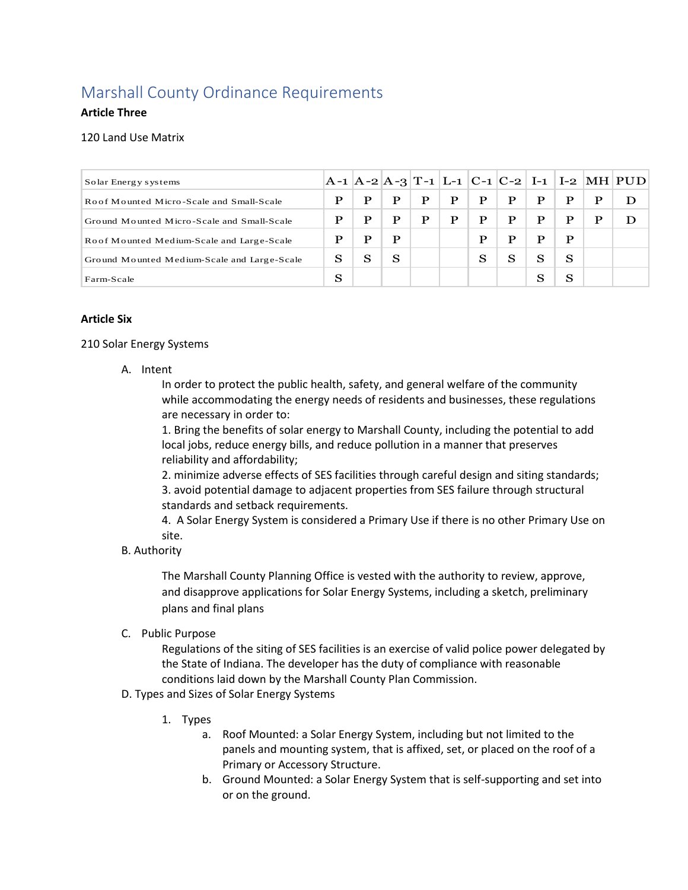# Marshall County Ordinance Requirements

**Article Three**

120 Land Use Matrix

| Solar Energy systems | A-1 | A-2 | A-3 | T-1 | L-1 | C-1 | C-2 | I-1 | I-2 | MH | PUD |
|---|---|---|---|---|---|---|---|---|---|---|---|
| Roof Mounted Micro-Scale and Small-Scale | P | P | P | P | P | P | P | P | P | P | D |
| Ground Mounted Micro-Scale and Small-Scale | P | P | P | P | P | P | P | P | P | P | D |
| Roof Mounted Medium-Scale and Large-Scale | P | P | P | | | P | P | P | P | | |
| Ground Mounted Medium-Scale and Large-Scale | S | S | S | | | S | S | S | S | | |
| Farm-Scale | S | | | | | | | S | S | | |

**Article Six**

210 Solar Energy Systems

A. Intent

In order to protect the public health, safety, and general welfare of the community while accommodating the energy needs of residents and businesses, these regulations are necessary in order to:

1. Bring the benefits of solar energy to Marshall County, including the potential to add local jobs, reduce energy bills, and reduce pollution in a manner that preserves reliability and affordability;
2. minimize adverse effects of SES facilities through careful design and siting standards;
3. avoid potential damage to adjacent properties from SES failure through structural standards and setback requirements.
4. A Solar Energy System is considered a Primary Use if there is no other Primary Use on site.

B. Authority

The Marshall County Planning Office is vested with the authority to review, approve, and disapprove applications for Solar Energy Systems, including a sketch, preliminary plans and final plans

C. Public Purpose

Regulations of the siting of SES facilities is an exercise of valid police power delegated by the State of Indiana. The developer has the duty of compliance with reasonable conditions laid down by the Marshall County Plan Commission.

D. Types and Sizes of Solar Energy Systems

1. Types
   a. Roof Mounted: a Solar Energy System, including but not limited to the panels and mounting system, that is affixed, set, or placed on the roof of a Primary or Accessory Structure.
   b. Ground Mounted: a Solar Energy System that is self-supporting and set into or on the ground.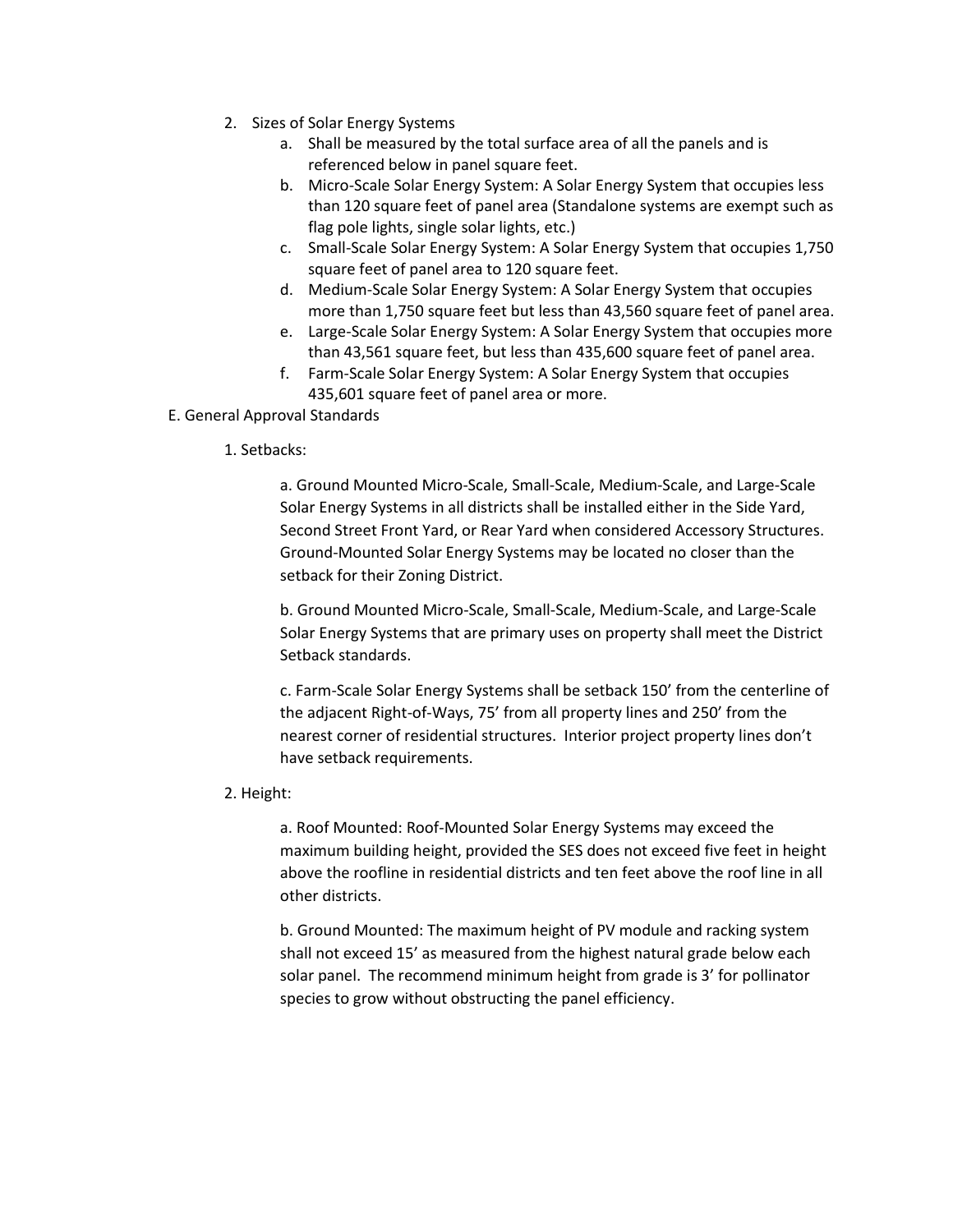2. Sizes of Solar Energy Systems
    a. Shall be measured by the total surface area of all the panels and is referenced below in panel square feet.
    b. Micro-Scale Solar Energy System: A Solar Energy System that occupies less than 120 square feet of panel area (Standalone systems are exempt such as flag pole lights, single solar lights, etc.)
    c. Small-Scale Solar Energy System: A Solar Energy System that occupies 1,750 square feet of panel area to 120 square feet.
    d. Medium-Scale Solar Energy System: A Solar Energy System that occupies more than 1,750 square feet but less than 43,560 square feet of panel area.
    e. Large-Scale Solar Energy System: A Solar Energy System that occupies more than 43,561 square feet, but less than 435,600 square feet of panel area.
    f. Farm-Scale Solar Energy System: A Solar Energy System that occupies 435,601 square feet of panel area or more.

E. General Approval Standards

1. Setbacks:

a. Ground Mounted Micro-Scale, Small-Scale, Medium-Scale, and Large-Scale Solar Energy Systems in all districts shall be installed either in the Side Yard, Second Street Front Yard, or Rear Yard when considered Accessory Structures. Ground-Mounted Solar Energy Systems may be located no closer than the setback for their Zoning District.

b. Ground Mounted Micro-Scale, Small-Scale, Medium-Scale, and Large-Scale Solar Energy Systems that are primary uses on property shall meet the District Setback standards.

c. Farm-Scale Solar Energy Systems shall be setback 150' from the centerline of the adjacent Right-of-Ways, 75' from all property lines and 250' from the nearest corner of residential structures. Interior project property lines don't have setback requirements.

2. Height:

a. Roof Mounted: Roof-Mounted Solar Energy Systems may exceed the maximum building height, provided the SES does not exceed five feet in height above the roofline in residential districts and ten feet above the roof line in all other districts.

b. Ground Mounted: The maximum height of PV module and racking system shall not exceed 15' as measured from the highest natural grade below each solar panel. The recommend minimum height from grade is 3' for pollinator species to grow without obstructing the panel efficiency.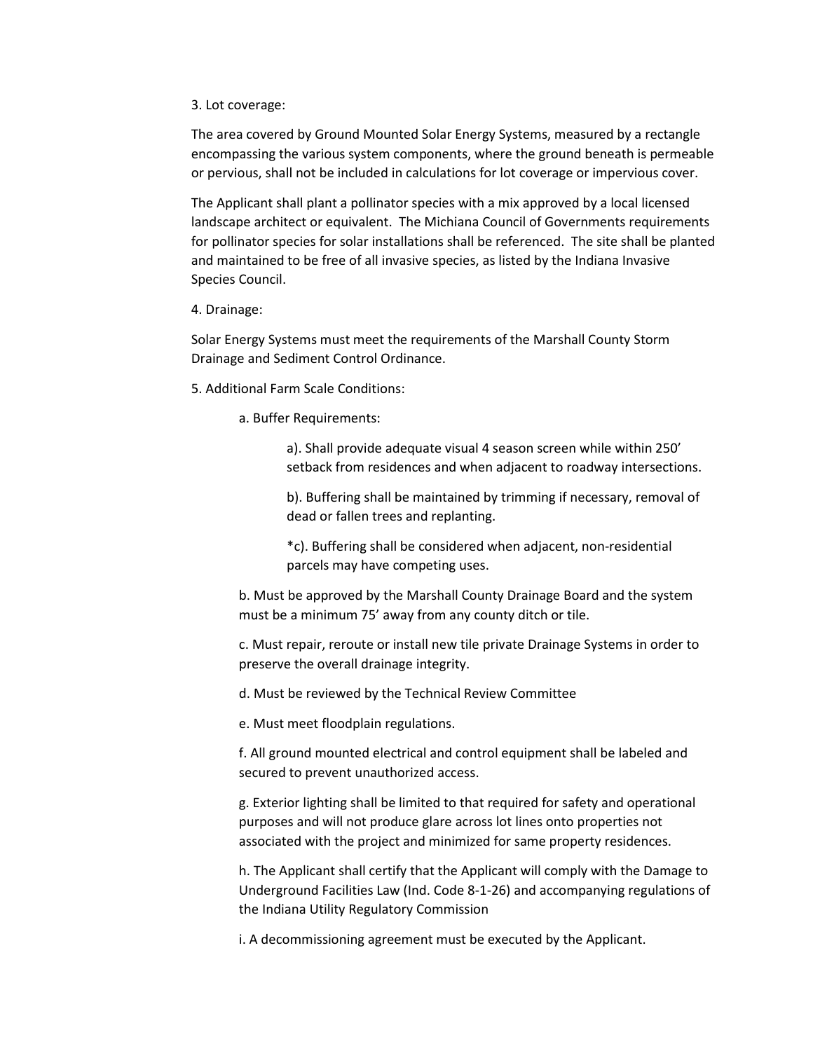3. Lot coverage:

The area covered by Ground Mounted Solar Energy Systems, measured by a rectangle encompassing the various system components, where the ground beneath is permeable or pervious, shall not be included in calculations for lot coverage or impervious cover.

The Applicant shall plant a pollinator species with a mix approved by a local licensed landscape architect or equivalent. The Michiana Council of Governments requirements for pollinator species for solar installations shall be referenced. The site shall be planted and maintained to be free of all invasive species, as listed by the Indiana Invasive Species Council.

4. Drainage:

Solar Energy Systems must meet the requirements of the Marshall County Storm Drainage and Sediment Control Ordinance.

5. Additional Farm Scale Conditions:

a. Buffer Requirements:

a). Shall provide adequate visual 4 season screen while within 250' setback from residences and when adjacent to roadway intersections.

b). Buffering shall be maintained by trimming if necessary, removal of dead or fallen trees and replanting.

*c). Buffering shall be considered when adjacent, non-residential parcels may have competing uses.

b. Must be approved by the Marshall County Drainage Board and the system must be a minimum 75' away from any county ditch or tile.

c. Must repair, reroute or install new tile private Drainage Systems in order to preserve the overall drainage integrity.

d. Must be reviewed by the Technical Review Committee

e. Must meet floodplain regulations.

f. All ground mounted electrical and control equipment shall be labeled and secured to prevent unauthorized access.

g. Exterior lighting shall be limited to that required for safety and operational purposes and will not produce glare across lot lines onto properties not associated with the project and minimized for same property residences.

h. The Applicant shall certify that the Applicant will comply with the Damage to Underground Facilities Law (Ind. Code 8-1-26) and accompanying regulations of the Indiana Utility Regulatory Commission

i. A decommissioning agreement must be executed by the Applicant.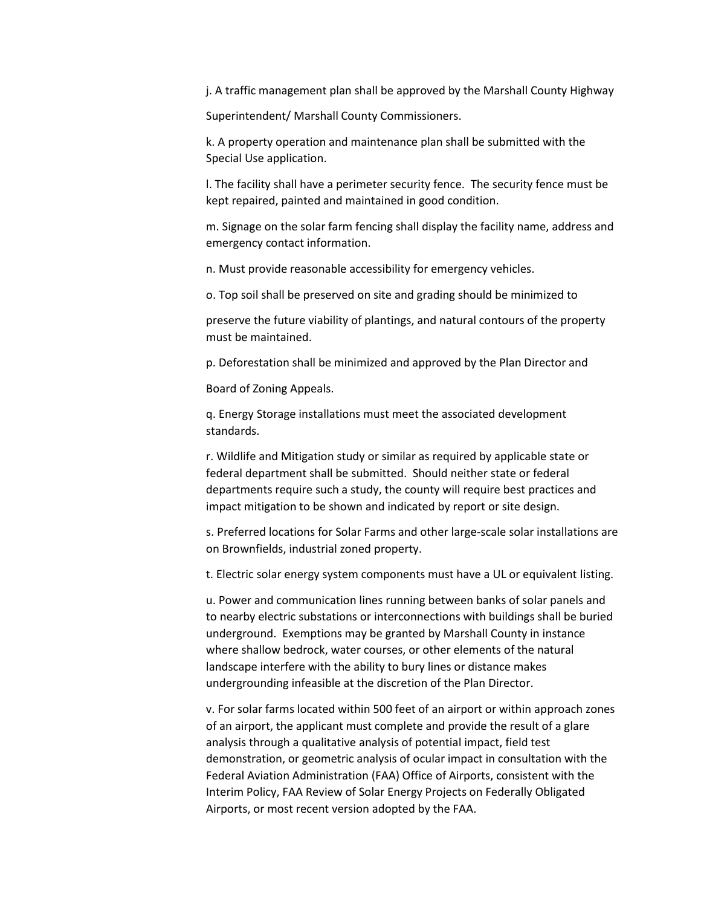j. A traffic management plan shall be approved by the Marshall County Highway

Superintendent/ Marshall County Commissioners.

k. A property operation and maintenance plan shall be submitted with the Special Use application.

l. The facility shall have a perimeter security fence. The security fence must be kept repaired, painted and maintained in good condition.

m. Signage on the solar farm fencing shall display the facility name, address and emergency contact information.

n. Must provide reasonable accessibility for emergency vehicles.

o. Top soil shall be preserved on site and grading should be minimized to

preserve the future viability of plantings, and natural contours of the property must be maintained.

p. Deforestation shall be minimized and approved by the Plan Director and

Board of Zoning Appeals.

q. Energy Storage installations must meet the associated development standards.

r. Wildlife and Mitigation study or similar as required by applicable state or federal department shall be submitted. Should neither state or federal departments require such a study, the county will require best practices and impact mitigation to be shown and indicated by report or site design.

s. Preferred locations for Solar Farms and other large-scale solar installations are on Brownfields, industrial zoned property.

t. Electric solar energy system components must have a UL or equivalent listing.

u. Power and communication lines running between banks of solar panels and to nearby electric substations or interconnections with buildings shall be buried underground. Exemptions may be granted by Marshall County in instance where shallow bedrock, water courses, or other elements of the natural landscape interfere with the ability to bury lines or distance makes undergrounding infeasible at the discretion of the Plan Director.

v. For solar farms located within 500 feet of an airport or within approach zones of an airport, the applicant must complete and provide the result of a glare analysis through a qualitative analysis of potential impact, field test demonstration, or geometric analysis of ocular impact in consultation with the Federal Aviation Administration (FAA) Office of Airports, consistent with the Interim Policy, FAA Review of Solar Energy Projects on Federally Obligated Airports, or most recent version adopted by the FAA.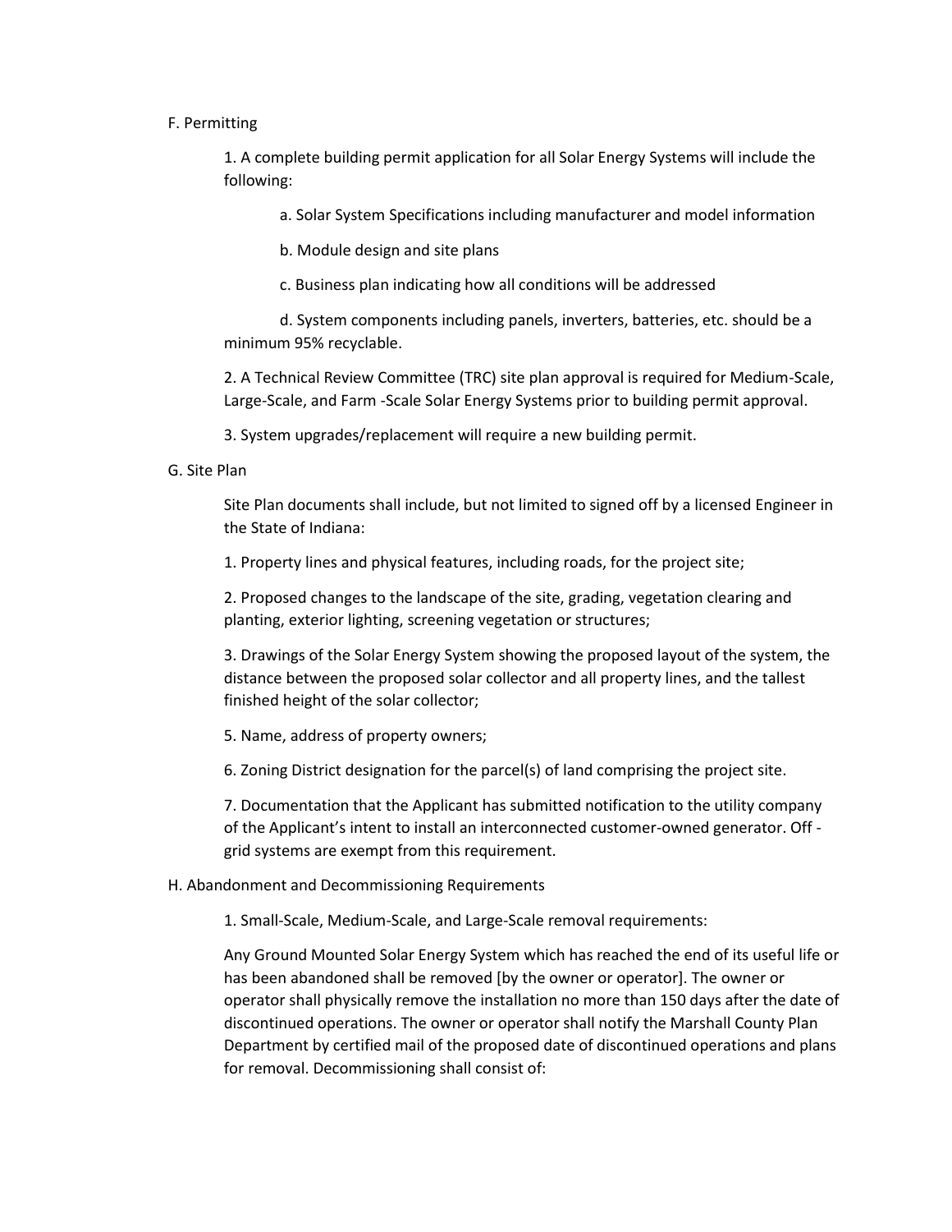F. Permitting

1. A complete building permit application for all Solar Energy Systems will include the following:

    a. Solar System Specifications including manufacturer and model information

    b. Module design and site plans

    c. Business plan indicating how all conditions will be addressed

    d. System components including panels, inverters, batteries, etc. should be a minimum 95% recyclable.

2. A Technical Review Committee (TRC) site plan approval is required for Medium-Scale, Large-Scale, and Farm -Scale Solar Energy Systems prior to building permit approval.

3. System upgrades/replacement will require a new building permit.

G. Site Plan

Site Plan documents shall include, but not limited to signed off by a licensed Engineer in the State of Indiana:

1. Property lines and physical features, including roads, for the project site;

2. Proposed changes to the landscape of the site, grading, vegetation clearing and planting, exterior lighting, screening vegetation or structures;

3. Drawings of the Solar Energy System showing the proposed layout of the system, the distance between the proposed solar collector and all property lines, and the tallest finished height of the solar collector;

5. Name, address of property owners;

6. Zoning District designation for the parcel(s) of land comprising the project site.

7. Documentation that the Applicant has submitted notification to the utility company of the Applicant's intent to install an interconnected customer-owned generator. Off -grid systems are exempt from this requirement.

H. Abandonment and Decommissioning Requirements

1. Small-Scale, Medium-Scale, and Large-Scale removal requirements:

Any Ground Mounted Solar Energy System which has reached the end of its useful life or has been abandoned shall be removed [by the owner or operator]. The owner or operator shall physically remove the installation no more than 150 days after the date of discontinued operations. The owner or operator shall notify the Marshall County Plan Department by certified mail of the proposed date of discontinued operations and plans for removal. Decommissioning shall consist of: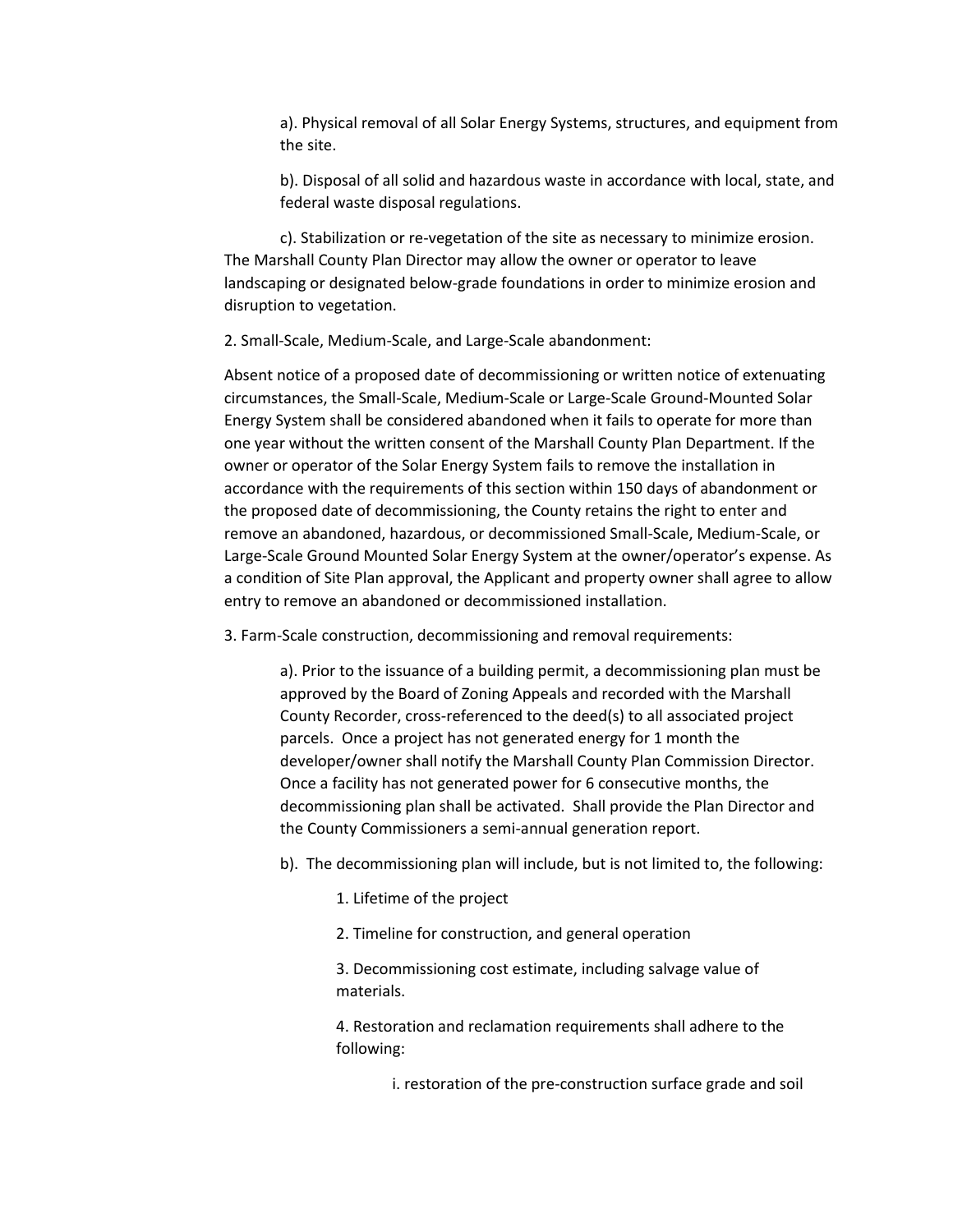a). Physical removal of all Solar Energy Systems, structures, and equipment from the site.

b). Disposal of all solid and hazardous waste in accordance with local, state, and federal waste disposal regulations.

c). Stabilization or re-vegetation of the site as necessary to minimize erosion. The Marshall County Plan Director may allow the owner or operator to leave landscaping or designated below-grade foundations in order to minimize erosion and disruption to vegetation.

2. Small-Scale, Medium-Scale, and Large-Scale abandonment:

Absent notice of a proposed date of decommissioning or written notice of extenuating circumstances, the Small-Scale, Medium-Scale or Large-Scale Ground-Mounted Solar Energy System shall be considered abandoned when it fails to operate for more than one year without the written consent of the Marshall County Plan Department. If the owner or operator of the Solar Energy System fails to remove the installation in accordance with the requirements of this section within 150 days of abandonment or the proposed date of decommissioning, the County retains the right to enter and remove an abandoned, hazardous, or decommissioned Small-Scale, Medium-Scale, or Large-Scale Ground Mounted Solar Energy System at the owner/operator's expense. As a condition of Site Plan approval, the Applicant and property owner shall agree to allow entry to remove an abandoned or decommissioned installation.

3. Farm-Scale construction, decommissioning and removal requirements:

a). Prior to the issuance of a building permit, a decommissioning plan must be approved by the Board of Zoning Appeals and recorded with the Marshall County Recorder, cross-referenced to the deed(s) to all associated project parcels. Once a project has not generated energy for 1 month the developer/owner shall notify the Marshall County Plan Commission Director. Once a facility has not generated power for 6 consecutive months, the decommissioning plan shall be activated. Shall provide the Plan Director and the County Commissioners a semi-annual generation report.

b). The decommissioning plan will include, but is not limited to, the following:

1. Lifetime of the project

2. Timeline for construction, and general operation

3. Decommissioning cost estimate, including salvage value of materials.

4. Restoration and reclamation requirements shall adhere to the following:

i. restoration of the pre-construction surface grade and soil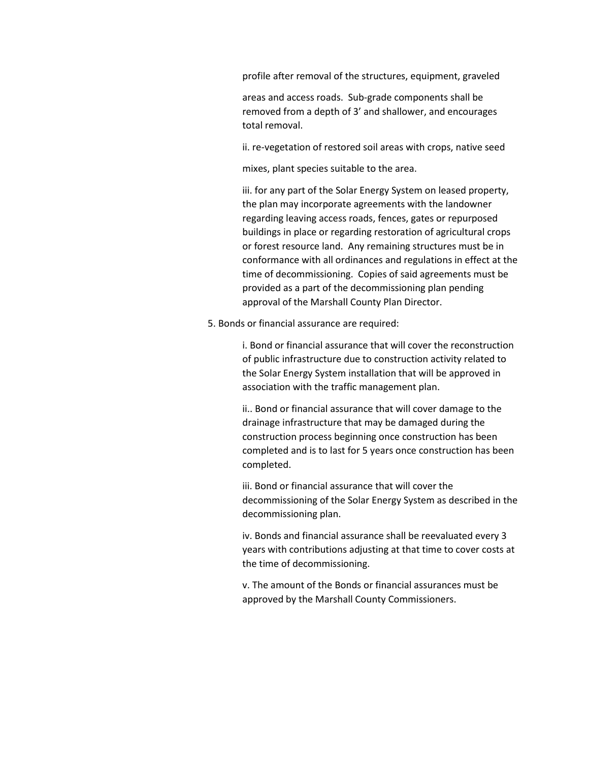profile after removal of the structures, equipment, graveled

areas and access roads. Sub-grade components shall be removed from a depth of 3' and shallower, and encourages total removal.

ii. re-vegetation of restored soil areas with crops, native seed

mixes, plant species suitable to the area.

iii. for any part of the Solar Energy System on leased property, the plan may incorporate agreements with the landowner regarding leaving access roads, fences, gates or repurposed buildings in place or regarding restoration of agricultural crops or forest resource land. Any remaining structures must be in conformance with all ordinances and regulations in effect at the time of decommissioning. Copies of said agreements must be provided as a part of the decommissioning plan pending approval of the Marshall County Plan Director.

5. Bonds or financial assurance are required:

i. Bond or financial assurance that will cover the reconstruction of public infrastructure due to construction activity related to the Solar Energy System installation that will be approved in association with the traffic management plan.

ii.. Bond or financial assurance that will cover damage to the drainage infrastructure that may be damaged during the construction process beginning once construction has been completed and is to last for 5 years once construction has been completed.

iii. Bond or financial assurance that will cover the decommissioning of the Solar Energy System as described in the decommissioning plan.

iv. Bonds and financial assurance shall be reevaluated every 3 years with contributions adjusting at that time to cover costs at the time of decommissioning.

v. The amount of the Bonds or financial assurances must be approved by the Marshall County Commissioners.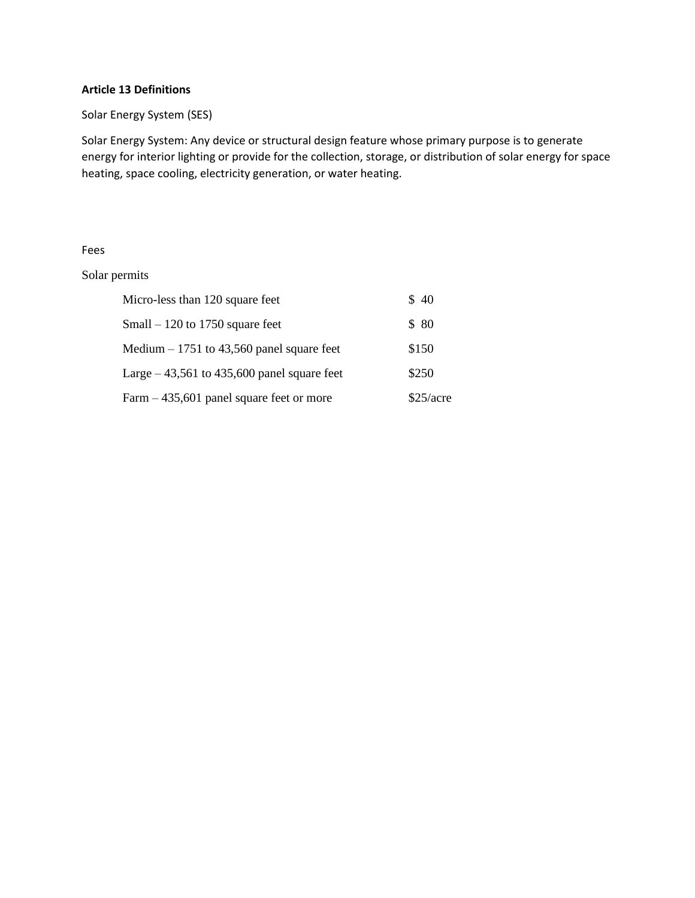**Article 13 Definitions**

Solar Energy System (SES)

Solar Energy System: Any device or structural design feature whose primary purpose is to generate energy for interior lighting or provide for the collection, storage, or distribution of solar energy for space heating, space cooling, electricity generation, or water heating.

Fees

Solar permits

| | |
|---|---|
| Micro-less than 120 square feet | $ 40 |
| Small – 120 to 1750 square feet | $ 80 |
| Medium – 1751 to 43,560 panel square feet | $150 |
| Large – 43,561 to 435,600 panel square feet | $250 |
| Farm – 435,601 panel square feet or more | $25/acre |